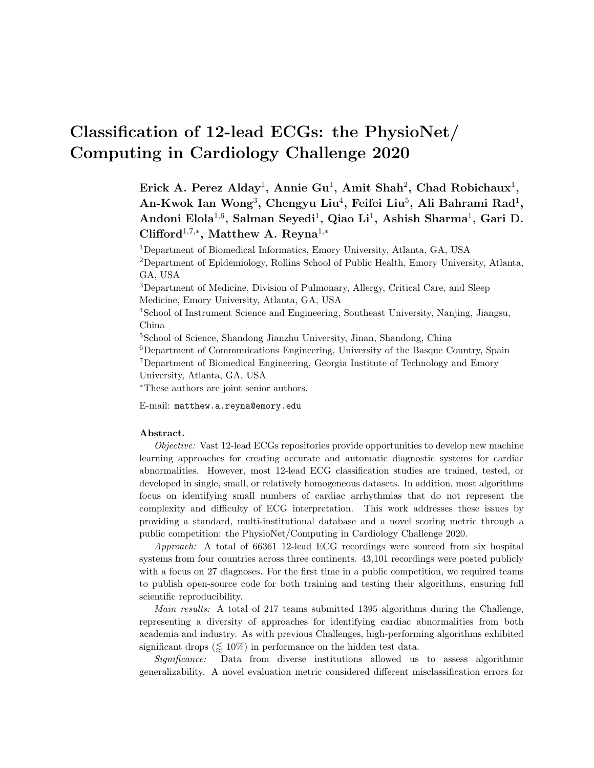# Classification of 12-lead ECGs: the PhysioNet/ Computing in Cardiology Challenge 2020

**Erick A. Perez Alday[1], Annie Gu[1], Amit Shah[2], Chad Robichaux[1], An-Kwok Ian Wong[3], Chengyu Liu[4], Feifei Liu[5], Ali Bahrami Rad[1], Andoni Elola[1,6], Salman Seyedi[1], Qiao Li[1], Ashish Sharma[1], Gari D. Clifford[1,7,*], Matthew A. Reyna[1,*]**

[1]Department of Biomedical Informatics, Emory University, Atlanta, GA, USA

[2]Department of Epidemiology, Rollins School of Public Health, Emory University, Atlanta, GA, USA

[3]Department of Medicine, Division of Pulmonary, Allergy, Critical Care, and Sleep Medicine, Emory University, Atlanta, GA, USA

[4]School of Instrument Science and Engineering, Southeast University, Nanjing, Jiangsu, China

[5]School of Science, Shandong Jianzhu University, Jinan, Shandong, China

[6]Department of Communications Engineering, University of the Basque Country, Spain

[7]Department of Biomedical Engineering, Georgia Institute of Technology and Emory University, Atlanta, GA, USA

[*]These authors are joint senior authors.

E-mail: `matthew.a.reyna@emory.edu`

**Abstract.**

*Objective:* Vast 12-lead ECGs repositories provide opportunities to develop new machine learning approaches for creating accurate and automatic diagnostic systems for cardiac abnormalities. However, most 12-lead ECG classification studies are trained, tested, or developed in single, small, or relatively homogeneous datasets. In addition, most algorithms focus on identifying small numbers of cardiac arrhythmias that do not represent the complexity and difficulty of ECG interpretation. This work addresses these issues by providing a standard, multi-institutional database and a novel scoring metric through a public competition: the PhysioNet/Computing in Cardiology Challenge 2020.

*Approach:* A total of 66361 12-lead ECG recordings were sourced from six hospital systems from four countries across three continents. 43,101 recordings were posted publicly with a focus on 27 diagnoses. For the first time in a public competition, we required teams to publish open-source code for both training and testing their algorithms, ensuring full scientific reproducibility.

*Main results:* A total of 217 teams submitted 1395 algorithms during the Challenge, representing a diversity of approaches for identifying cardiac abnormalities from both academia and industry. As with previous Challenges, high-performing algorithms exhibited significant drops ($\lessapprox 10\%$) in performance on the hidden test data.

*Significance:* Data from diverse institutions allowed us to assess algorithmic generalizability. A novel evaluation metric considered different misclassification errors for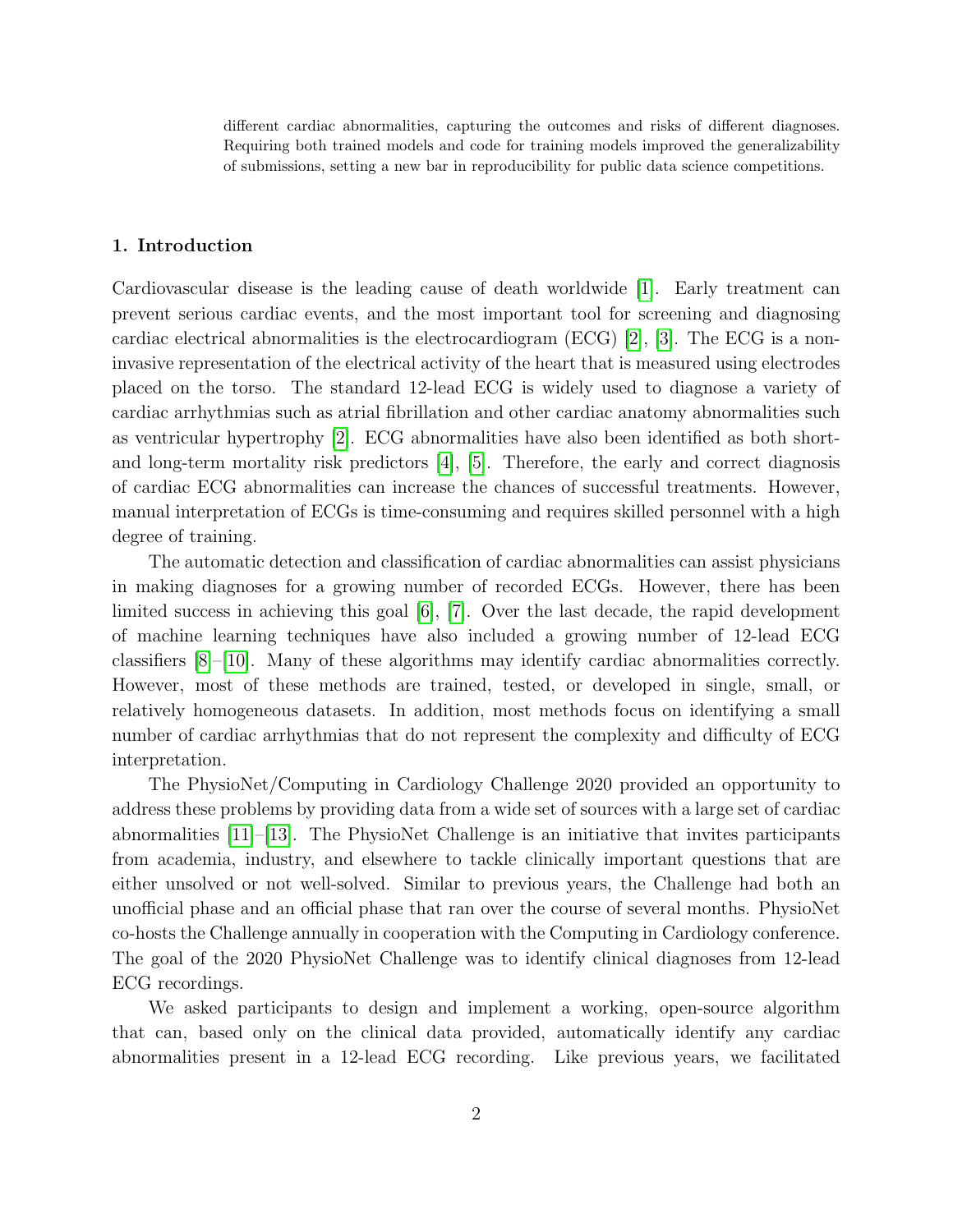different cardiac abnormalities, capturing the outcomes and risks of different diagnoses. Requiring both trained models and code for training models improved the generalizability of submissions, setting a new bar in reproducibility for public data science competitions.

## 1. Introduction

Cardiovascular disease is the leading cause of death worldwide [1]. Early treatment can prevent serious cardiac events, and the most important tool for screening and diagnosing cardiac electrical abnormalities is the electrocardiogram (ECG) [2], [3]. The ECG is a non-invasive representation of the electrical activity of the heart that is measured using electrodes placed on the torso. The standard 12-lead ECG is widely used to diagnose a variety of cardiac arrhythmias such as atrial fibrillation and other cardiac anatomy abnormalities such as ventricular hypertrophy [2]. ECG abnormalities have also been identified as both short- and long-term mortality risk predictors [4], [5]. Therefore, the early and correct diagnosis of cardiac ECG abnormalities can increase the chances of successful treatments. However, manual interpretation of ECGs is time-consuming and requires skilled personnel with a high degree of training.

The automatic detection and classification of cardiac abnormalities can assist physicians in making diagnoses for a growing number of recorded ECGs. However, there has been limited success in achieving this goal [6], [7]. Over the last decade, the rapid development of machine learning techniques have also included a growing number of 12-lead ECG classifiers [8]–[10]. Many of these algorithms may identify cardiac abnormalities correctly. However, most of these methods are trained, tested, or developed in single, small, or relatively homogeneous datasets. In addition, most methods focus on identifying a small number of cardiac arrhythmias that do not represent the complexity and difficulty of ECG interpretation.

The PhysioNet/Computing in Cardiology Challenge 2020 provided an opportunity to address these problems by providing data from a wide set of sources with a large set of cardiac abnormalities [11]–[13]. The PhysioNet Challenge is an initiative that invites participants from academia, industry, and elsewhere to tackle clinically important questions that are either unsolved or not well-solved. Similar to previous years, the Challenge had both an unofficial phase and an official phase that ran over the course of several months. PhysioNet co-hosts the Challenge annually in cooperation with the Computing in Cardiology conference. The goal of the 2020 PhysioNet Challenge was to identify clinical diagnoses from 12-lead ECG recordings.

We asked participants to design and implement a working, open-source algorithm that can, based only on the clinical data provided, automatically identify any cardiac abnormalities present in a 12-lead ECG recording. Like previous years, we facilitated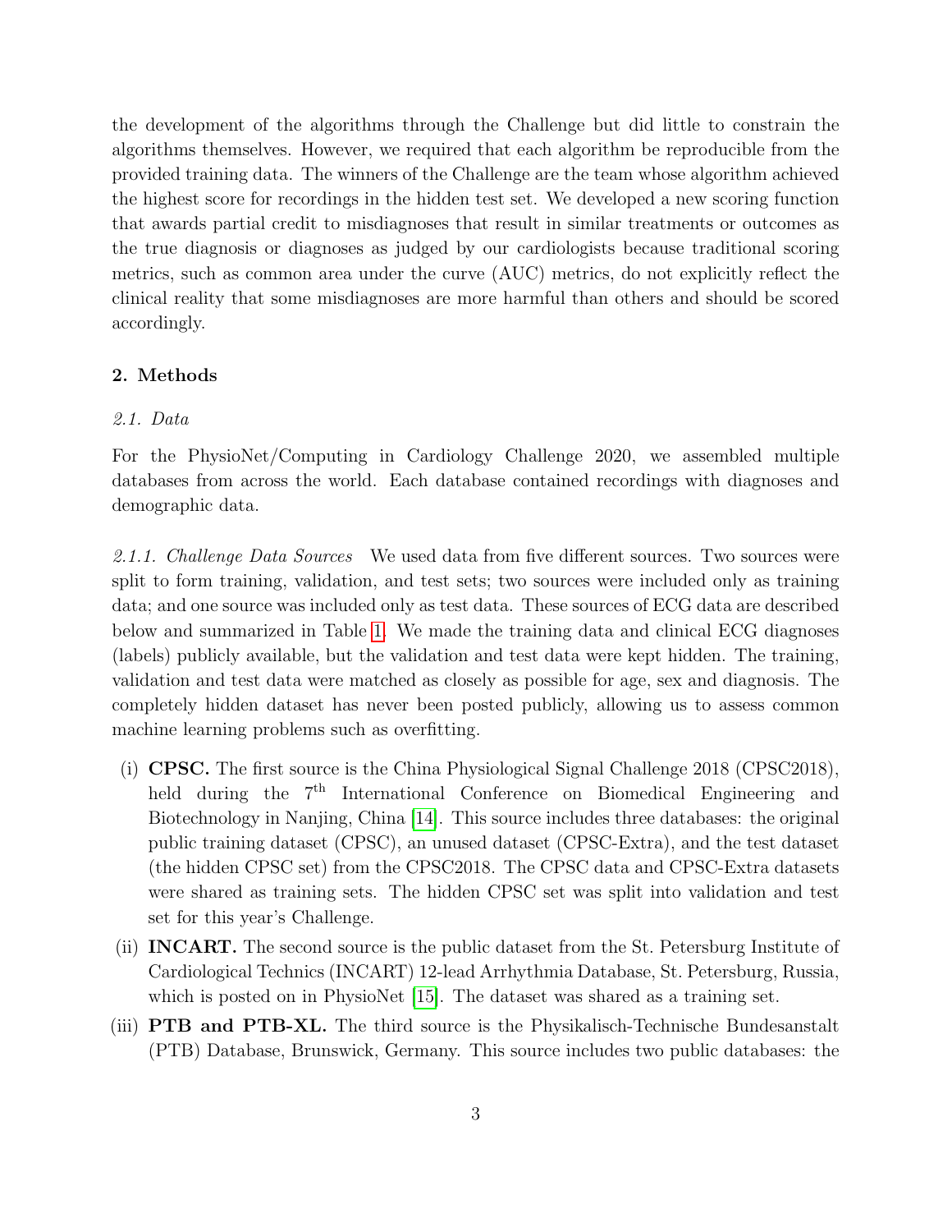the development of the algorithms through the Challenge but did little to constrain the algorithms themselves. However, we required that each algorithm be reproducible from the provided training data. The winners of the Challenge are the team whose algorithm achieved the highest score for recordings in the hidden test set. We developed a new scoring function that awards partial credit to misdiagnoses that result in similar treatments or outcomes as the true diagnosis or diagnoses as judged by our cardiologists because traditional scoring metrics, such as common area under the curve (AUC) metrics, do not explicitly reflect the clinical reality that some misdiagnoses are more harmful than others and should be scored accordingly.

## 2. Methods

### *2.1. Data*

For the PhysioNet/Computing in Cardiology Challenge 2020, we assembled multiple databases from across the world. Each database contained recordings with diagnoses and demographic data.

*2.1.1. Challenge Data Sources* We used data from five different sources. Two sources were split to form training, validation, and test sets; two sources were included only as training data; and one source was included only as test data. These sources of ECG data are described below and summarized in Table 1. We made the training data and clinical ECG diagnoses (labels) publicly available, but the validation and test data were kept hidden. The training, validation and test data were matched as closely as possible for age, sex and diagnosis. The completely hidden dataset has never been posted publicly, allowing us to assess common machine learning problems such as overfitting.

(i) **CPSC.** The first source is the China Physiological Signal Challenge 2018 (CPSC2018), held during the 7th International Conference on Biomedical Engineering and Biotechnology in Nanjing, China [14]. This source includes three databases: the original public training dataset (CPSC), an unused dataset (CPSC-Extra), and the test dataset (the hidden CPSC set) from the CPSC2018. The CPSC data and CPSC-Extra datasets were shared as training sets. The hidden CPSC set was split into validation and test set for this year's Challenge.

(ii) **INCART.** The second source is the public dataset from the St. Petersburg Institute of Cardiological Technics (INCART) 12-lead Arrhythmia Database, St. Petersburg, Russia, which is posted on in PhysioNet [15]. The dataset was shared as a training set.

(iii) **PTB and PTB-XL.** The third source is the Physikalisch-Technische Bundesanstalt (PTB) Database, Brunswick, Germany. This source includes two public databases: the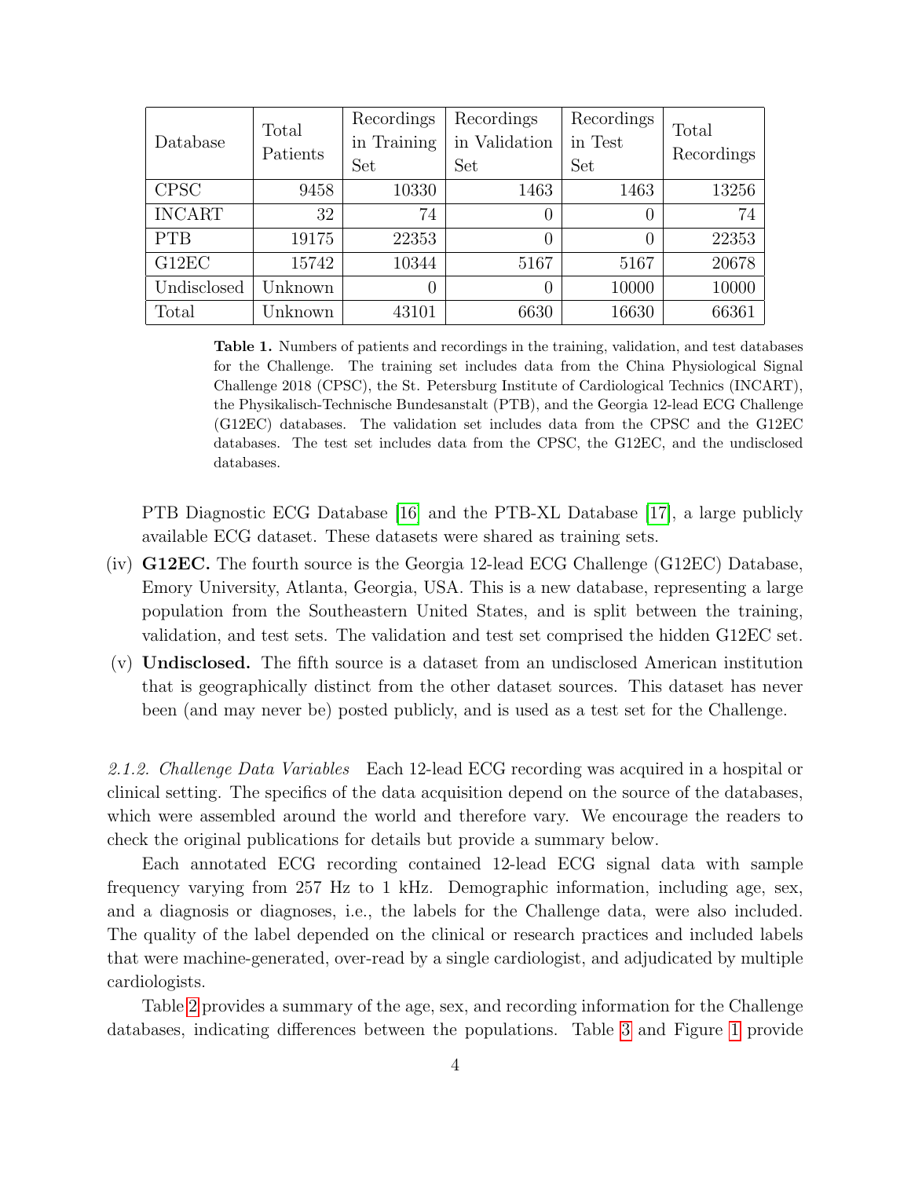| Database | Total Patients | Recordings in Training Set | Recordings in Validation Set | Recordings in Test Set | Total Recordings |
|---|---|---|---|---|---|
| CPSC | 9458 | 10330 | 1463 | 1463 | 13256 |
| INCART | 32 | 74 | 0 | 0 | 74 |
| PTB | 19175 | 22353 | 0 | 0 | 22353 |
| G12EC | 15742 | 10344 | 5167 | 5167 | 20678 |
| Undisclosed | Unknown | 0 | 0 | 10000 | 10000 |
| Total | Unknown | 43101 | 6630 | 16630 | 66361 |

**Table 1.** Numbers of patients and recordings in the training, validation, and test databases for the Challenge. The training set includes data from the China Physiological Signal Challenge 2018 (CPSC), the St. Petersburg Institute of Cardiological Technics (INCART), the Physikalisch-Technische Bundesanstalt (PTB), and the Georgia 12-lead ECG Challenge (G12EC) databases. The validation set includes data from the CPSC and the G12EC databases. The test set includes data from the CPSC, the G12EC, and the undisclosed databases.

PTB Diagnostic ECG Database [16] and the PTB-XL Database [17], a large publicly available ECG dataset. These datasets were shared as training sets.

(iv) **G12EC.** The fourth source is the Georgia 12-lead ECG Challenge (G12EC) Database, Emory University, Atlanta, Georgia, USA. This is a new database, representing a large population from the Southeastern United States, and is split between the training, validation, and test sets. The validation and test set comprised the hidden G12EC set.

(v) **Undisclosed.** The fifth source is a dataset from an undisclosed American institution that is geographically distinct from the other dataset sources. This dataset has never been (and may never be) posted publicly, and is used as a test set for the Challenge.

*2.1.2. Challenge Data Variables* Each 12-lead ECG recording was acquired in a hospital or clinical setting. The specifics of the data acquisition depend on the source of the databases, which were assembled around the world and therefore vary. We encourage the readers to check the original publications for details but provide a summary below.

Each annotated ECG recording contained 12-lead ECG signal data with sample frequency varying from 257 Hz to 1 kHz. Demographic information, including age, sex, and a diagnosis or diagnoses, i.e., the labels for the Challenge data, were also included. The quality of the label depended on the clinical or research practices and included labels that were machine-generated, over-read by a single cardiologist, and adjudicated by multiple cardiologists.

Table 2 provides a summary of the age, sex, and recording information for the Challenge databases, indicating differences between the populations. Table 3 and Figure 1 provide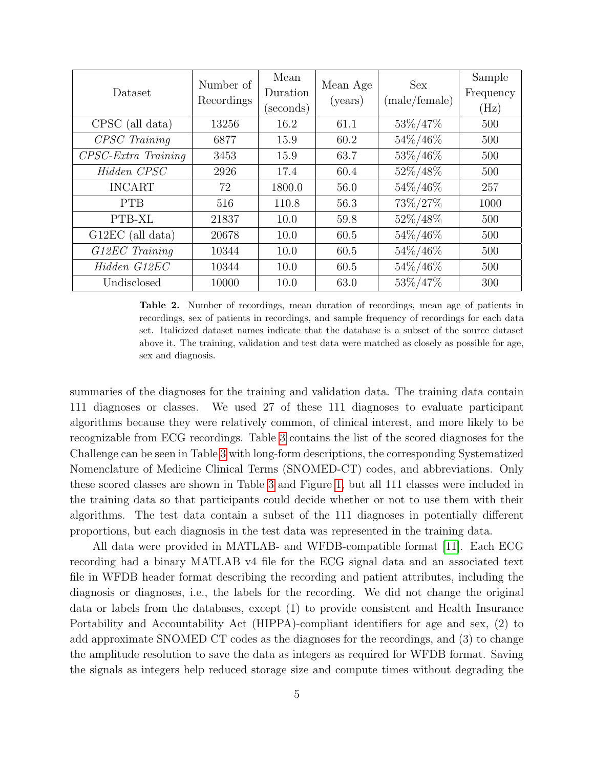| Dataset | Number of Recordings | Mean Duration (seconds) | Mean Age (years) | Sex (male/female) | Sample Frequency (Hz) |
|---|---|---|---|---|---|
| CPSC (all data) | 13256 | 16.2 | 61.1 | 53%/47% | 500 |
| *CPSC Training* | 6877 | 15.9 | 60.2 | 54%/46% | 500 |
| *CPSC-Extra Training* | 3453 | 15.9 | 63.7 | 53%/46% | 500 |
| *Hidden CPSC* | 2926 | 17.4 | 60.4 | 52%/48% | 500 |
| INCART | 72 | 1800.0 | 56.0 | 54%/46% | 257 |
| PTB | 516 | 110.8 | 56.3 | 73%/27% | 1000 |
| PTB-XL | 21837 | 10.0 | 59.8 | 52%/48% | 500 |
| G12EC (all data) | 20678 | 10.0 | 60.5 | 54%/46% | 500 |
| *G12EC Training* | 10344 | 10.0 | 60.5 | 54%/46% | 500 |
| *Hidden G12EC* | 10344 | 10.0 | 60.5 | 54%/46% | 500 |
| Undisclosed | 10000 | 10.0 | 63.0 | 53%/47% | 300 |

**Table 2.** Number of recordings, mean duration of recordings, mean age of patients in recordings, sex of patients in recordings, and sample frequency of recordings for each data set. Italicized dataset names indicate that the database is a subset of the source dataset above it. The training, validation and test data were matched as closely as possible for age, sex and diagnosis.

summaries of the diagnoses for the training and validation data. The training data contain 111 diagnoses or classes. We used 27 of these 111 diagnoses to evaluate participant algorithms because they were relatively common, of clinical interest, and more likely to be recognizable from ECG recordings. Table 3 contains the list of the scored diagnoses for the Challenge can be seen in Table 3 with long-form descriptions, the corresponding Systematized Nomenclature of Medicine Clinical Terms (SNOMED-CT) codes, and abbreviations. Only these scored classes are shown in Table 3 and Figure 1, but all 111 classes were included in the training data so that participants could decide whether or not to use them with their algorithms. The test data contain a subset of the 111 diagnoses in potentially different proportions, but each diagnosis in the test data was represented in the training data.

All data were provided in MATLAB- and WFDB-compatible format [11]. Each ECG recording had a binary MATLAB v4 file for the ECG signal data and an associated text file in WFDB header format describing the recording and patient attributes, including the diagnosis or diagnoses, i.e., the labels for the recording. We did not change the original data or labels from the databases, except (1) to provide consistent and Health Insurance Portability and Accountability Act (HIPPA)-compliant identifiers for age and sex, (2) to add approximate SNOMED CT codes as the diagnoses for the recordings, and (3) to change the amplitude resolution to save the data as integers as required for WFDB format. Saving the signals as integers help reduced storage size and compute times without degrading the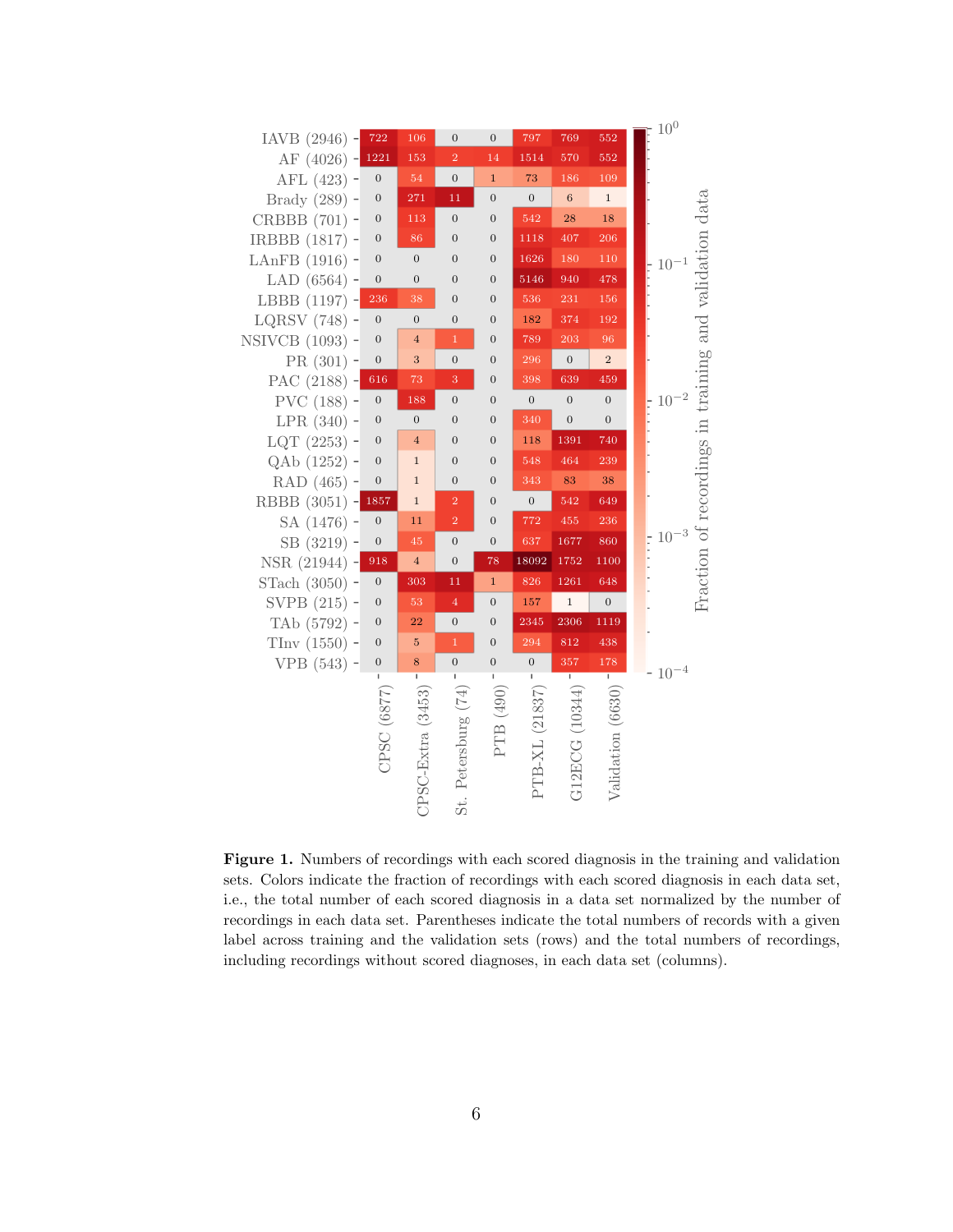| | CPSC (6877) | CPSC-Extra (3453) | St. Petersburg (74) | PTB (490) | PTB-XL (21837) | G12ECG (10344) | Validation (6630) |
|---|---|---|---|---|---|---|---|
| IAVB (2946) | 722 | 106 | 0 | 0 | 797 | 769 | 552 |
| AF (4026) | 1221 | 153 | 2 | 14 | 1514 | 570 | 552 |
| AFL (423) | 0 | 54 | 0 | 1 | 73 | 186 | 109 |
| Brady (289) | 0 | 271 | 11 | 0 | 0 | 6 | 1 |
| CRBBB (701) | 0 | 113 | 0 | 0 | 542 | 28 | 18 |
| IRBBB (1817) | 0 | 86 | 0 | 0 | 1118 | 407 | 206 |
| LAnFB (1916) | 0 | 0 | 0 | 0 | 1626 | 180 | 110 |
| LAD (6564) | 0 | 0 | 0 | 0 | 5146 | 940 | 478 |
| LBBB (1197) | 236 | 38 | 0 | 0 | 536 | 231 | 156 |
| LQRSV (748) | 0 | 0 | 0 | 0 | 182 | 374 | 192 |
| NSIVCB (1093) | 0 | 4 | 1 | 0 | 789 | 203 | 96 |
| PR (301) | 0 | 3 | 0 | 0 | 296 | 0 | 2 |
| PAC (2188) | 616 | 73 | 3 | 0 | 398 | 639 | 459 |
| PVC (188) | 0 | 188 | 0 | 0 | 0 | 0 | 0 |
| LPR (340) | 0 | 0 | 0 | 0 | 340 | 0 | 0 |
| LQT (2253) | 0 | 4 | 0 | 0 | 118 | 1391 | 740 |
| QAb (1252) | 0 | 1 | 0 | 0 | 548 | 464 | 239 |
| RAD (465) | 0 | 1 | 0 | 0 | 343 | 83 | 38 |
| RBBB (3051) | 1857 | 1 | 2 | 0 | 0 | 542 | 649 |
| SA (1476) | 0 | 11 | 2 | 0 | 772 | 455 | 236 |
| SB (3219) | 0 | 45 | 0 | 0 | 637 | 1677 | 860 |
| NSR (21944) | 918 | 4 | 0 | 78 | 18092 | 1752 | 1100 |
| STach (3050) | 0 | 303 | 11 | 1 | 826 | 1261 | 648 |
| SVPB (215) | 0 | 53 | 4 | 0 | 157 | 1 | 0 |
| TAb (5792) | 0 | 22 | 0 | 0 | 2345 | 2306 | 1119 |
| TInv (1550) | 0 | 5 | 1 | 0 | 294 | 812 | 438 |
| VPB (543) | 0 | 8 | 0 | 0 | 0 | 357 | 178 |

Color scale: Fraction of recordings in training and validation data ($10^{-4}$ to $10^{0}$)

**Figure 1.** Numbers of recordings with each scored diagnosis in the training and validation sets. Colors indicate the fraction of recordings with each scored diagnosis in each data set, i.e., the total number of each scored diagnosis in a data set normalized by the number of recordings in each data set. Parentheses indicate the total numbers of records with a given label across training and the validation sets (rows) and the total numbers of recordings, including recordings without scored diagnoses, in each data set (columns).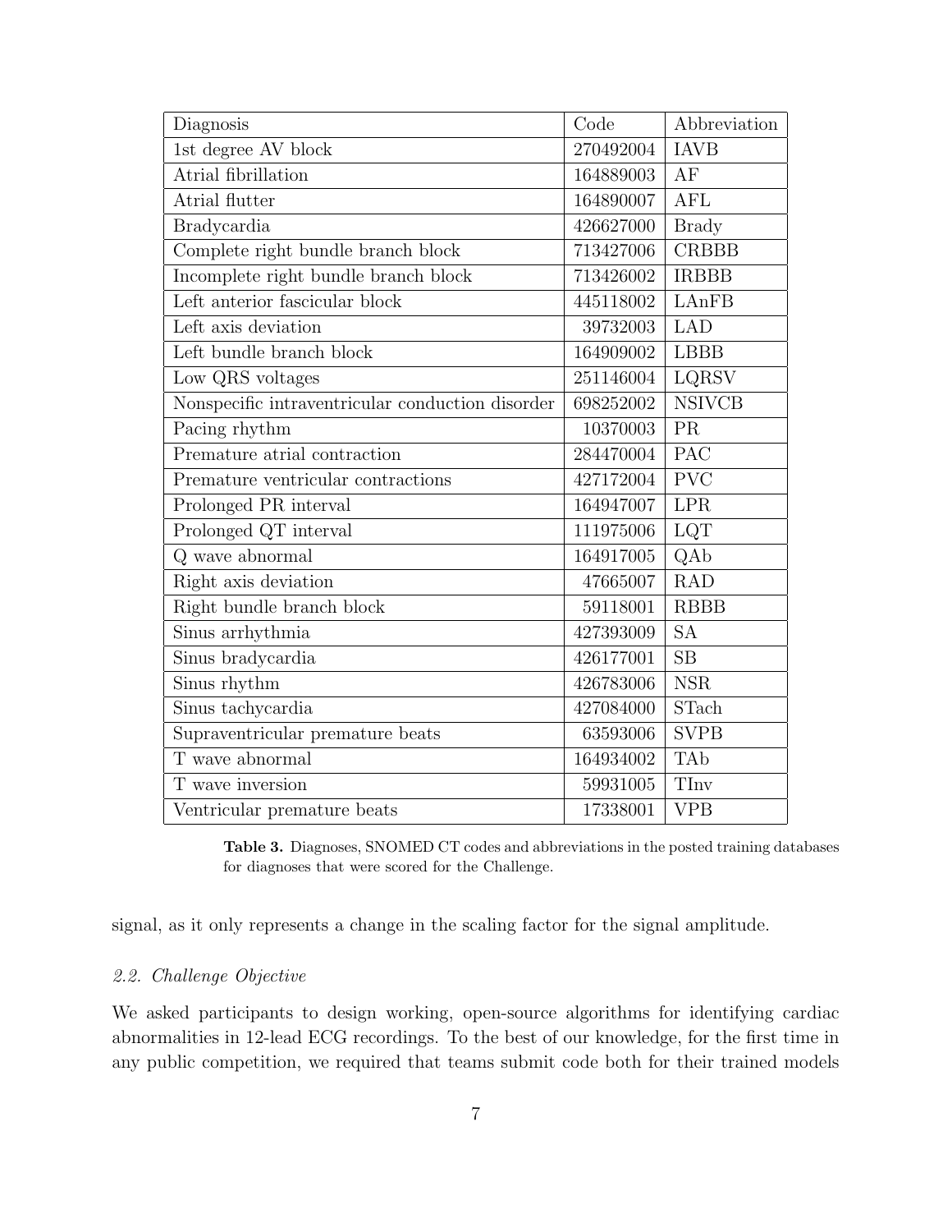| Diagnosis | Code | Abbreviation |
|---|---|---|
| 1st degree AV block | 270492004 | IAVB |
| Atrial fibrillation | 164889003 | AF |
| Atrial flutter | 164890007 | AFL |
| Bradycardia | 426627000 | Brady |
| Complete right bundle branch block | 713427006 | CRBBB |
| Incomplete right bundle branch block | 713426002 | IRBBB |
| Left anterior fascicular block | 445118002 | LAnFB |
| Left axis deviation | 39732003 | LAD |
| Left bundle branch block | 164909002 | LBBB |
| Low QRS voltages | 251146004 | LQRSV |
| Nonspecific intraventricular conduction disorder | 698252002 | NSIVCB |
| Pacing rhythm | 10370003 | PR |
| Premature atrial contraction | 284470004 | PAC |
| Premature ventricular contractions | 427172004 | PVC |
| Prolonged PR interval | 164947007 | LPR |
| Prolonged QT interval | 111975006 | LQT |
| Q wave abnormal | 164917005 | QAb |
| Right axis deviation | 47665007 | RAD |
| Right bundle branch block | 59118001 | RBBB |
| Sinus arrhythmia | 427393009 | SA |
| Sinus bradycardia | 426177001 | SB |
| Sinus rhythm | 426783006 | NSR |
| Sinus tachycardia | 427084000 | STach |
| Supraventricular premature beats | 63593006 | SVPB |
| T wave abnormal | 164934002 | TAb |
| T wave inversion | 59931005 | TInv |
| Ventricular premature beats | 17338001 | VPB |

**Table 3.** Diagnoses, SNOMED CT codes and abbreviations in the posted training databases for diagnoses that were scored for the Challenge.

signal, as it only represents a change in the scaling factor for the signal amplitude.

### *2.2. Challenge Objective*

We asked participants to design working, open-source algorithms for identifying cardiac abnormalities in 12-lead ECG recordings. To the best of our knowledge, for the first time in any public competition, we required that teams submit code both for their trained models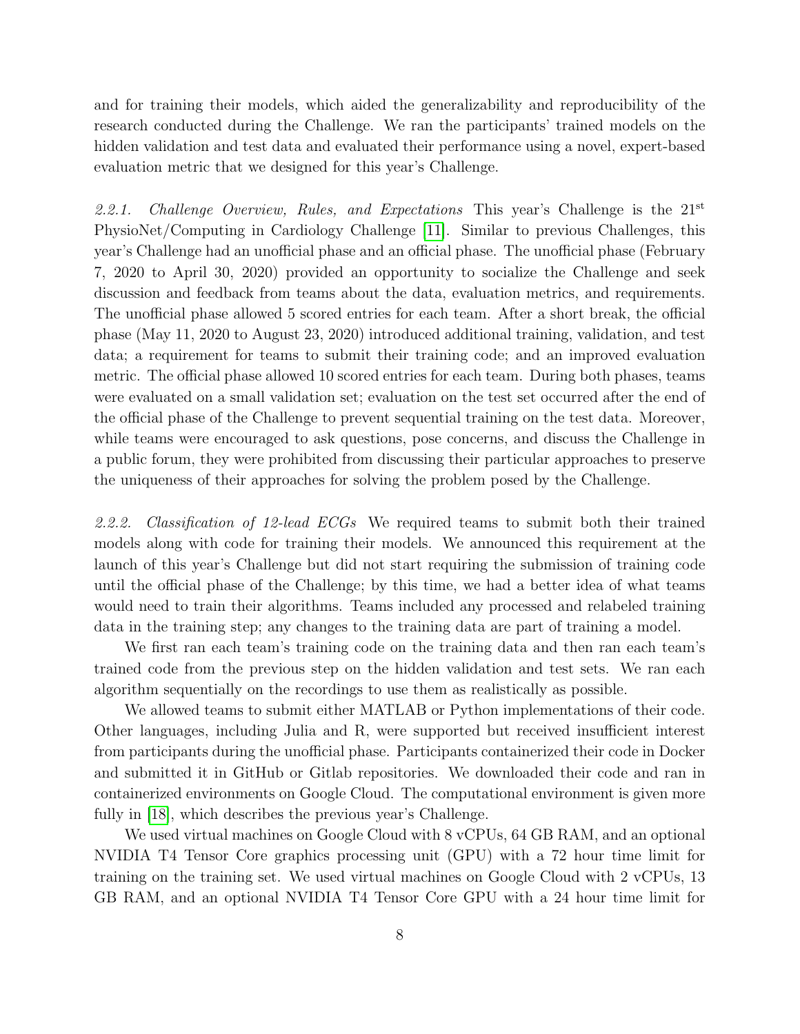and for training their models, which aided the generalizability and reproducibility of the research conducted during the Challenge. We ran the participants' trained models on the hidden validation and test data and evaluated their performance using a novel, expert-based evaluation metric that we designed for this year's Challenge.

*2.2.1. Challenge Overview, Rules, and Expectations* This year's Challenge is the 21st PhysioNet/Computing in Cardiology Challenge [11]. Similar to previous Challenges, this year's Challenge had an unofficial phase and an official phase. The unofficial phase (February 7, 2020 to April 30, 2020) provided an opportunity to socialize the Challenge and seek discussion and feedback from teams about the data, evaluation metrics, and requirements. The unofficial phase allowed 5 scored entries for each team. After a short break, the official phase (May 11, 2020 to August 23, 2020) introduced additional training, validation, and test data; a requirement for teams to submit their training code; and an improved evaluation metric. The official phase allowed 10 scored entries for each team. During both phases, teams were evaluated on a small validation set; evaluation on the test set occurred after the end of the official phase of the Challenge to prevent sequential training on the test data. Moreover, while teams were encouraged to ask questions, pose concerns, and discuss the Challenge in a public forum, they were prohibited from discussing their particular approaches to preserve the uniqueness of their approaches for solving the problem posed by the Challenge.

*2.2.2. Classification of 12-lead ECGs* We required teams to submit both their trained models along with code for training their models. We announced this requirement at the launch of this year's Challenge but did not start requiring the submission of training code until the official phase of the Challenge; by this time, we had a better idea of what teams would need to train their algorithms. Teams included any processed and relabeled training data in the training step; any changes to the training data are part of training a model.

We first ran each team's training code on the training data and then ran each team's trained code from the previous step on the hidden validation and test sets. We ran each algorithm sequentially on the recordings to use them as realistically as possible.

We allowed teams to submit either MATLAB or Python implementations of their code. Other languages, including Julia and R, were supported but received insufficient interest from participants during the unofficial phase. Participants containerized their code in Docker and submitted it in GitHub or Gitlab repositories. We downloaded their code and ran in containerized environments on Google Cloud. The computational environment is given more fully in [18], which describes the previous year's Challenge.

We used virtual machines on Google Cloud with 8 vCPUs, 64 GB RAM, and an optional NVIDIA T4 Tensor Core graphics processing unit (GPU) with a 72 hour time limit for training on the training set. We used virtual machines on Google Cloud with 2 vCPUs, 13 GB RAM, and an optional NVIDIA T4 Tensor Core GPU with a 24 hour time limit for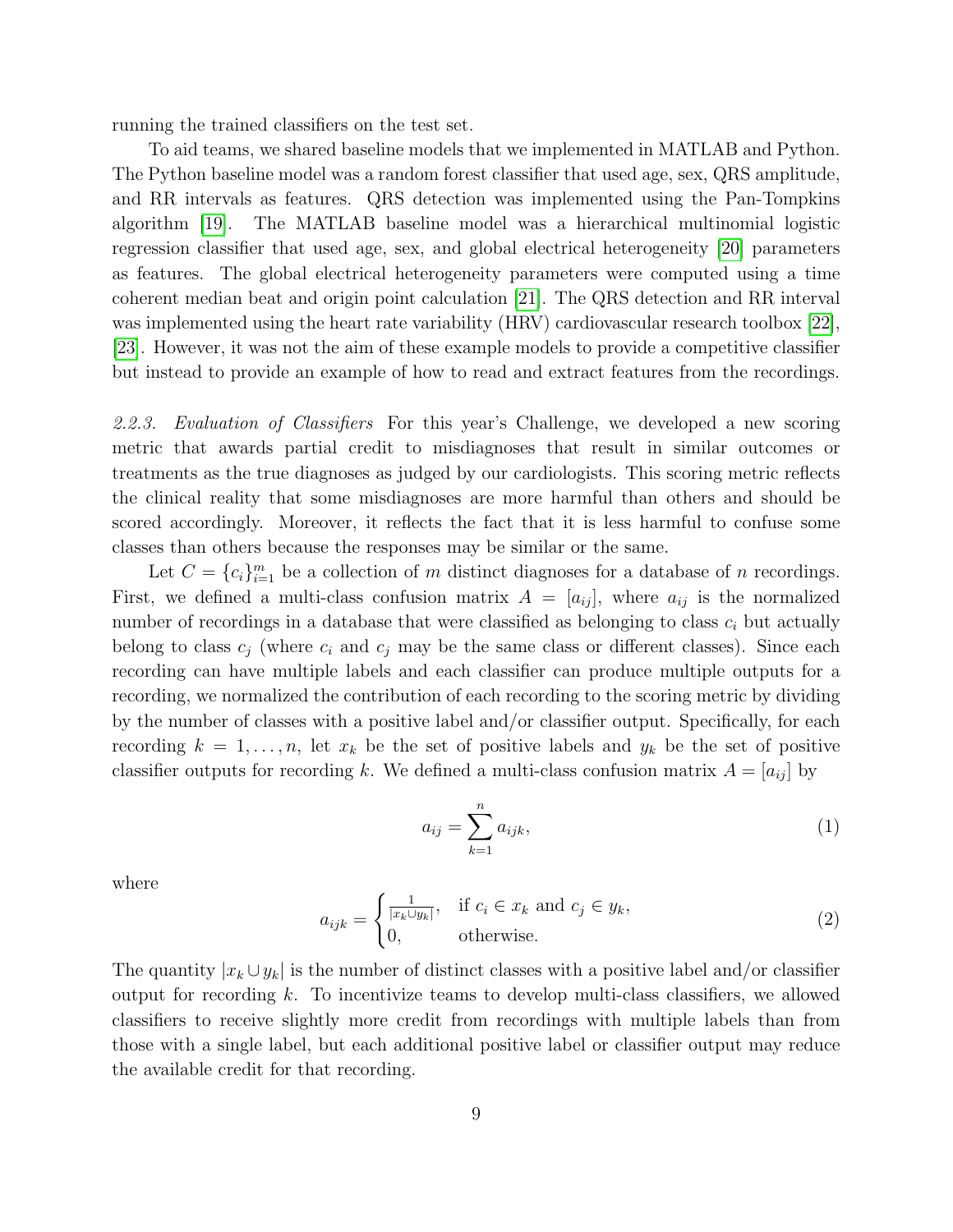running the trained classifiers on the test set.

To aid teams, we shared baseline models that we implemented in MATLAB and Python. The Python baseline model was a random forest classifier that used age, sex, QRS amplitude, and RR intervals as features. QRS detection was implemented using the Pan-Tompkins algorithm [19]. The MATLAB baseline model was a hierarchical multinomial logistic regression classifier that used age, sex, and global electrical heterogeneity [20] parameters as features. The global electrical heterogeneity parameters were computed using a time coherent median beat and origin point calculation [21]. The QRS detection and RR interval was implemented using the heart rate variability (HRV) cardiovascular research toolbox [22], [23]. However, it was not the aim of these example models to provide a competitive classifier but instead to provide an example of how to read and extract features from the recordings.

*2.2.3. Evaluation of Classifiers* For this year's Challenge, we developed a new scoring metric that awards partial credit to misdiagnoses that result in similar outcomes or treatments as the true diagnoses as judged by our cardiologists. This scoring metric reflects the clinical reality that some misdiagnoses are more harmful than others and should be scored accordingly. Moreover, it reflects the fact that it is less harmful to confuse some classes than others because the responses may be similar or the same.

Let $C = \{c_i\}_{i=1}^{m}$ be a collection of $m$ distinct diagnoses for a database of $n$ recordings. First, we defined a multi-class confusion matrix $A = [a_{ij}]$, where $a_{ij}$ is the normalized number of recordings in a database that were classified as belonging to class $c_i$ but actually belong to class $c_j$ (where $c_i$ and $c_j$ may be the same class or different classes). Since each recording can have multiple labels and each classifier can produce multiple outputs for a recording, we normalized the contribution of each recording to the scoring metric by dividing by the number of classes with a positive label and/or classifier output. Specifically, for each recording $k = 1, \ldots, n$, let $x_k$ be the set of positive labels and $y_k$ be the set of positive classifier outputs for recording $k$. We defined a multi-class confusion matrix $A = [a_{ij}]$ by

$$a_{ij} = \sum_{k=1}^{n} a_{ijk}, \tag{1}$$

where

$$a_{ijk} = \begin{cases} \frac{1}{|x_k \cup y_k|}, & \text{if } c_i \in x_k \text{ and } c_j \in y_k, \\ 0, & \text{otherwise.} \end{cases} \tag{2}$$

The quantity $|x_k \cup y_k|$ is the number of distinct classes with a positive label and/or classifier output for recording $k$. To incentivize teams to develop multi-class classifiers, we allowed classifiers to receive slightly more credit from recordings with multiple labels than from those with a single label, but each additional positive label or classifier output may reduce the available credit for that recording.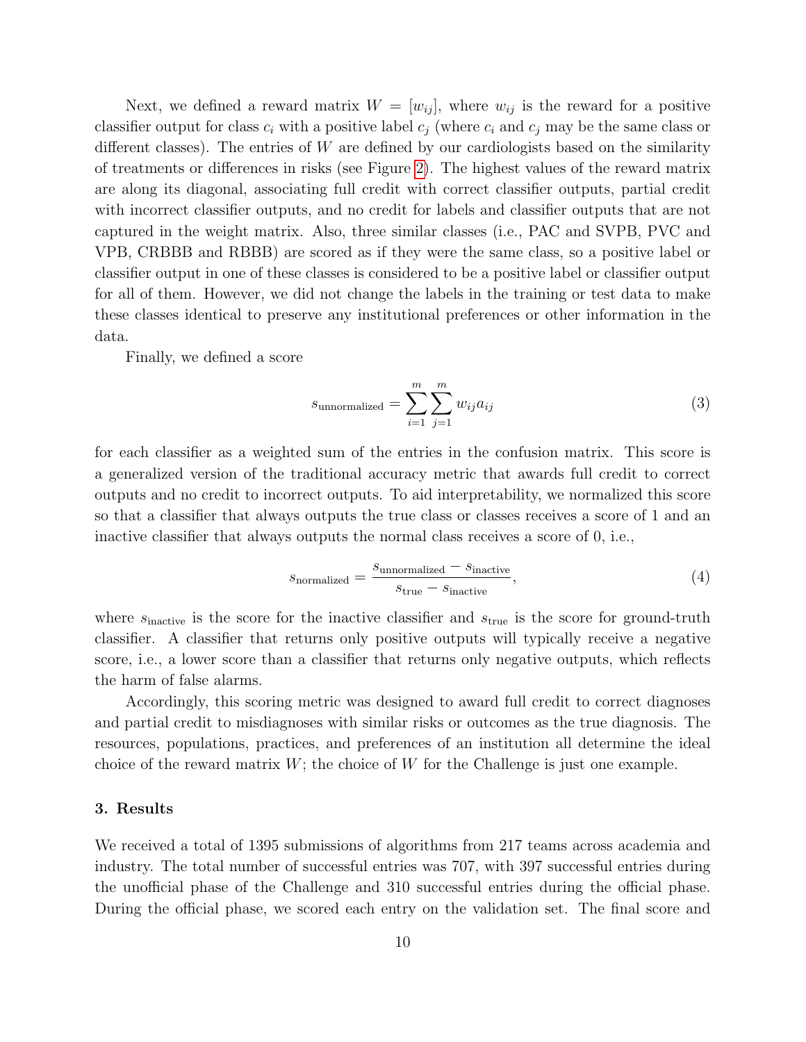Next, we defined a reward matrix $W = [w_{ij}]$, where $w_{ij}$ is the reward for a positive classifier output for class $c_i$ with a positive label $c_j$ (where $c_i$ and $c_j$ may be the same class or different classes). The entries of $W$ are defined by our cardiologists based on the similarity of treatments or differences in risks (see Figure 2). The highest values of the reward matrix are along its diagonal, associating full credit with correct classifier outputs, partial credit with incorrect classifier outputs, and no credit for labels and classifier outputs that are not captured in the weight matrix. Also, three similar classes (i.e., PAC and SVPB, PVC and VPB, CRBBB and RBBB) are scored as if they were the same class, so a positive label or classifier output in one of these classes is considered to be a positive label or classifier output for all of them. However, we did not change the labels in the training or test data to make these classes identical to preserve any institutional preferences or other information in the data.

Finally, we defined a score

$$s_{\text{unnormalized}} = \sum_{i=1}^{m} \sum_{j=1}^{m} w_{ij} a_{ij} \tag{3}$$

for each classifier as a weighted sum of the entries in the confusion matrix. This score is a generalized version of the traditional accuracy metric that awards full credit to correct outputs and no credit to incorrect outputs. To aid interpretability, we normalized this score so that a classifier that always outputs the true class or classes receives a score of 1 and an inactive classifier that always outputs the normal class receives a score of 0, i.e.,

$$s_{\text{normalized}} = \frac{s_{\text{unnormalized}} - s_{\text{inactive}}}{s_{\text{true}} - s_{\text{inactive}}}, \tag{4}$$

where $s_{\text{inactive}}$ is the score for the inactive classifier and $s_{\text{true}}$ is the score for ground-truth classifier. A classifier that returns only positive outputs will typically receive a negative score, i.e., a lower score than a classifier that returns only negative outputs, which reflects the harm of false alarms.

Accordingly, this scoring metric was designed to award full credit to correct diagnoses and partial credit to misdiagnoses with similar risks or outcomes as the true diagnosis. The resources, populations, practices, and preferences of an institution all determine the ideal choice of the reward matrix $W$; the choice of $W$ for the Challenge is just one example.

## 3. Results

We received a total of 1395 submissions of algorithms from 217 teams across academia and industry. The total number of successful entries was 707, with 397 successful entries during the unofficial phase of the Challenge and 310 successful entries during the official phase. During the official phase, we scored each entry on the validation set. The final score and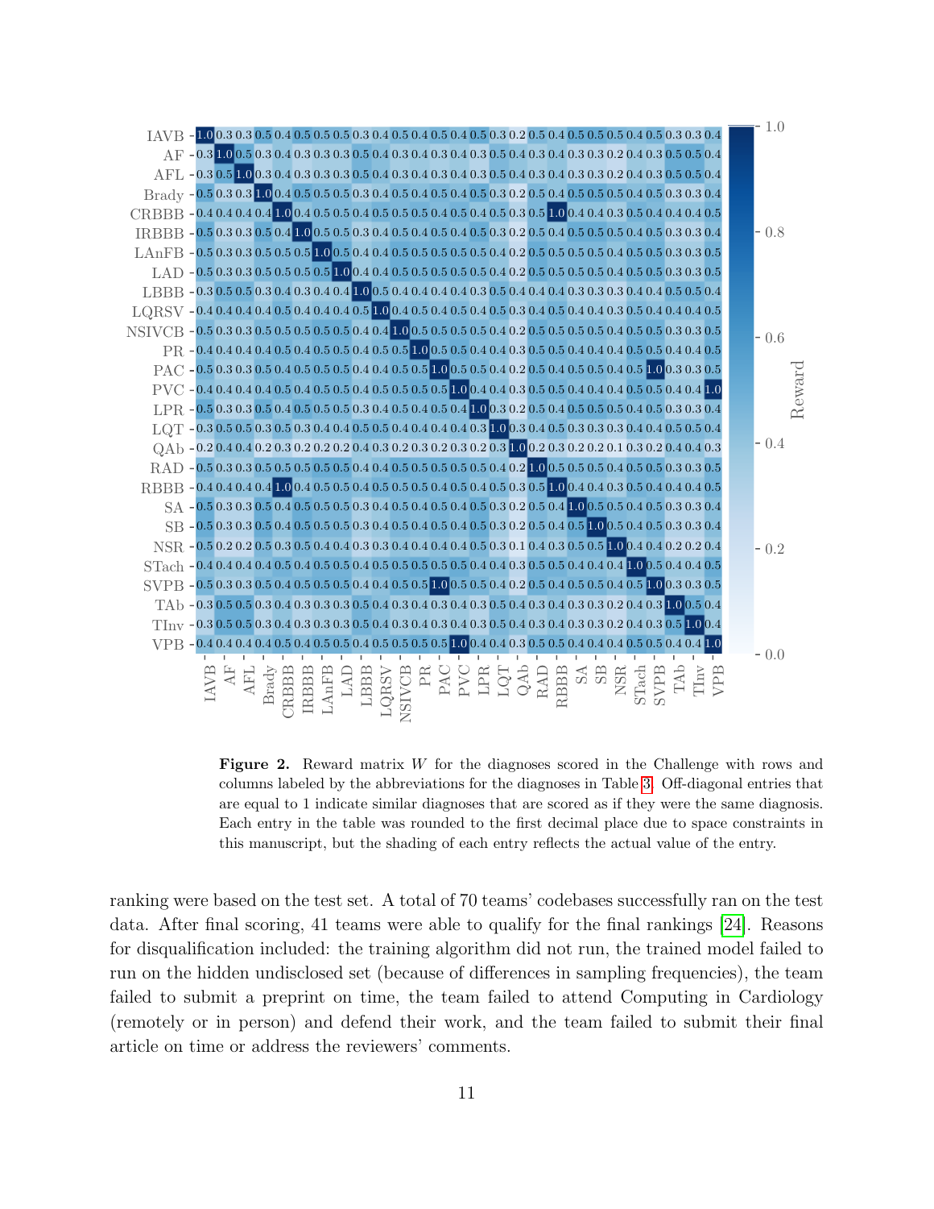**Figure 2.** Reward matrix $W$ for the diagnoses scored in the Challenge with rows and columns labeled by the abbreviations for the diagnoses in Table 3. Off-diagonal entries that are equal to 1 indicate similar diagnoses that are scored as if they were the same diagnosis. Each entry in the table was rounded to the first decimal place due to space constraints in this manuscript, but the shading of each entry reflects the actual value of the entry.

ranking were based on the test set. A total of 70 teams' codebases successfully ran on the test data. After final scoring, 41 teams were able to qualify for the final rankings [24]. Reasons for disqualification included: the training algorithm did not run, the trained model failed to run on the hidden undisclosed set (because of differences in sampling frequencies), the team failed to submit a preprint on time, the team failed to attend Computing in Cardiology (remotely or in person) and defend their work, and the team failed to submit their final article on time or address the reviewers' comments.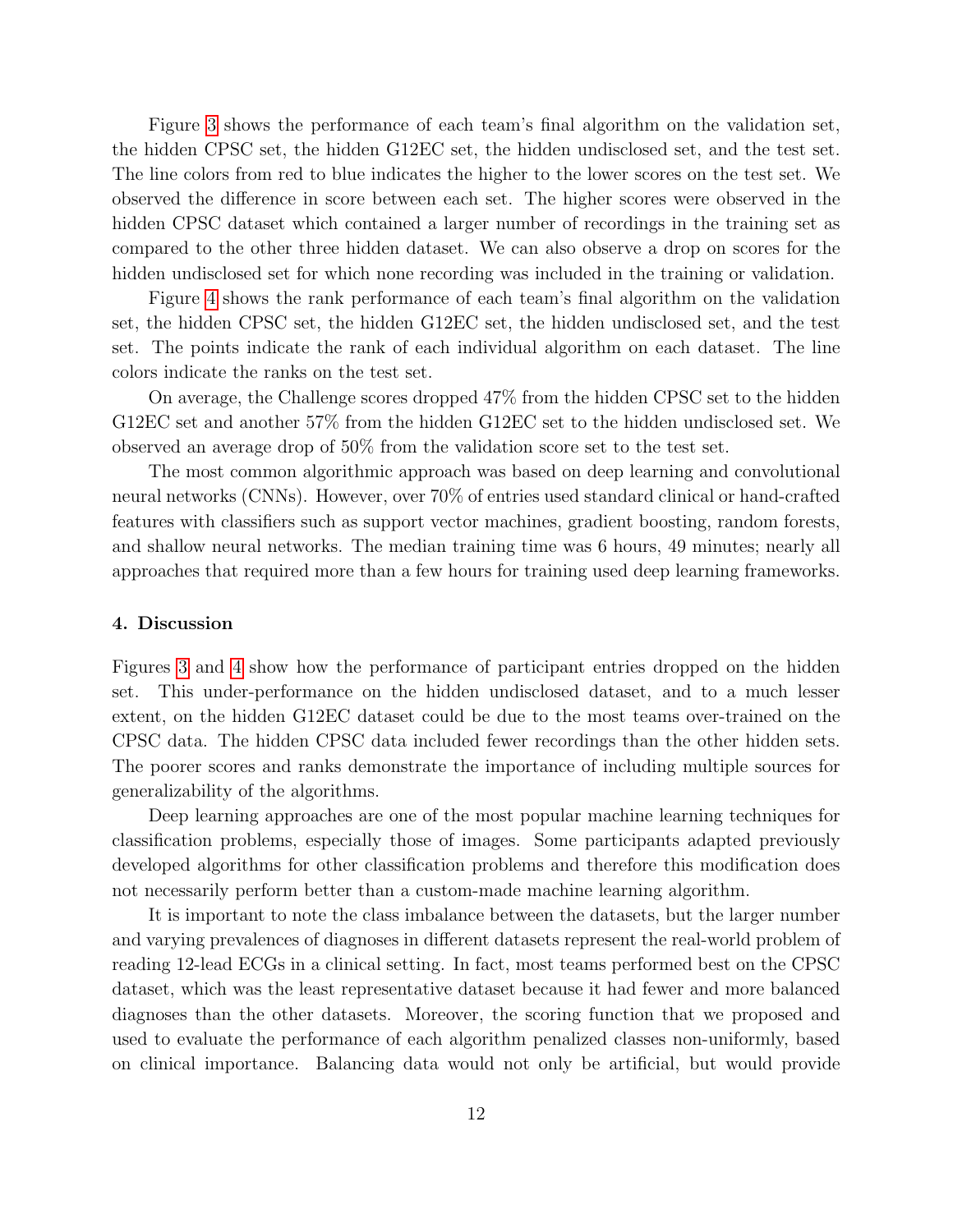Figure 3 shows the performance of each team's final algorithm on the validation set, the hidden CPSC set, the hidden G12EC set, the hidden undisclosed set, and the test set. The line colors from red to blue indicates the higher to the lower scores on the test set. We observed the difference in score between each set. The higher scores were observed in the hidden CPSC dataset which contained a larger number of recordings in the training set as compared to the other three hidden dataset. We can also observe a drop on scores for the hidden undisclosed set for which none recording was included in the training or validation.

Figure 4 shows the rank performance of each team's final algorithm on the validation set, the hidden CPSC set, the hidden G12EC set, the hidden undisclosed set, and the test set. The points indicate the rank of each individual algorithm on each dataset. The line colors indicate the ranks on the test set.

On average, the Challenge scores dropped 47% from the hidden CPSC set to the hidden G12EC set and another 57% from the hidden G12EC set to the hidden undisclosed set. We observed an average drop of 50% from the validation score set to the test set.

The most common algorithmic approach was based on deep learning and convolutional neural networks (CNNs). However, over 70% of entries used standard clinical or hand-crafted features with classifiers such as support vector machines, gradient boosting, random forests, and shallow neural networks. The median training time was 6 hours, 49 minutes; nearly all approaches that required more than a few hours for training used deep learning frameworks.

## 4. Discussion

Figures 3 and 4 show how the performance of participant entries dropped on the hidden set. This under-performance on the hidden undisclosed dataset, and to a much lesser extent, on the hidden G12EC dataset could be due to the most teams over-trained on the CPSC data. The hidden CPSC data included fewer recordings than the other hidden sets. The poorer scores and ranks demonstrate the importance of including multiple sources for generalizability of the algorithms.

Deep learning approaches are one of the most popular machine learning techniques for classification problems, especially those of images. Some participants adapted previously developed algorithms for other classification problems and therefore this modification does not necessarily perform better than a custom-made machine learning algorithm.

It is important to note the class imbalance between the datasets, but the larger number and varying prevalences of diagnoses in different datasets represent the real-world problem of reading 12-lead ECGs in a clinical setting. In fact, most teams performed best on the CPSC dataset, which was the least representative dataset because it had fewer and more balanced diagnoses than the other datasets. Moreover, the scoring function that we proposed and used to evaluate the performance of each algorithm penalized classes non-uniformly, based on clinical importance. Balancing data would not only be artificial, but would provide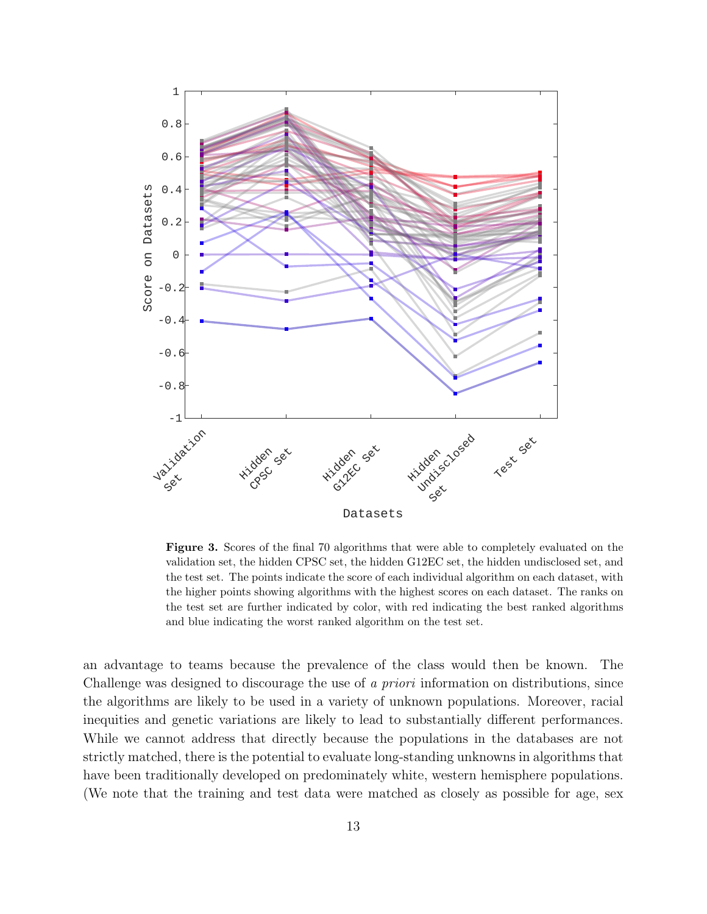**Figure 3.** Scores of the final 70 algorithms that were able to completely evaluated on the validation set, the hidden CPSC set, the hidden G12EC set, the hidden undisclosed set, and the test set. The points indicate the score of each individual algorithm on each dataset, with the higher points showing algorithms with the highest scores on each dataset. The ranks on the test set are further indicated by color, with red indicating the best ranked algorithms and blue indicating the worst ranked algorithm on the test set.

an advantage to teams because the prevalence of the class would then be known. The Challenge was designed to discourage the use of *a priori* information on distributions, since the algorithms are likely to be used in a variety of unknown populations. Moreover, racial inequities and genetic variations are likely to lead to substantially different performances. While we cannot address that directly because the populations in the databases are not strictly matched, there is the potential to evaluate long-standing unknowns in algorithms that have been traditionally developed on predominately white, western hemisphere populations. (We note that the training and test data were matched as closely as possible for age, sex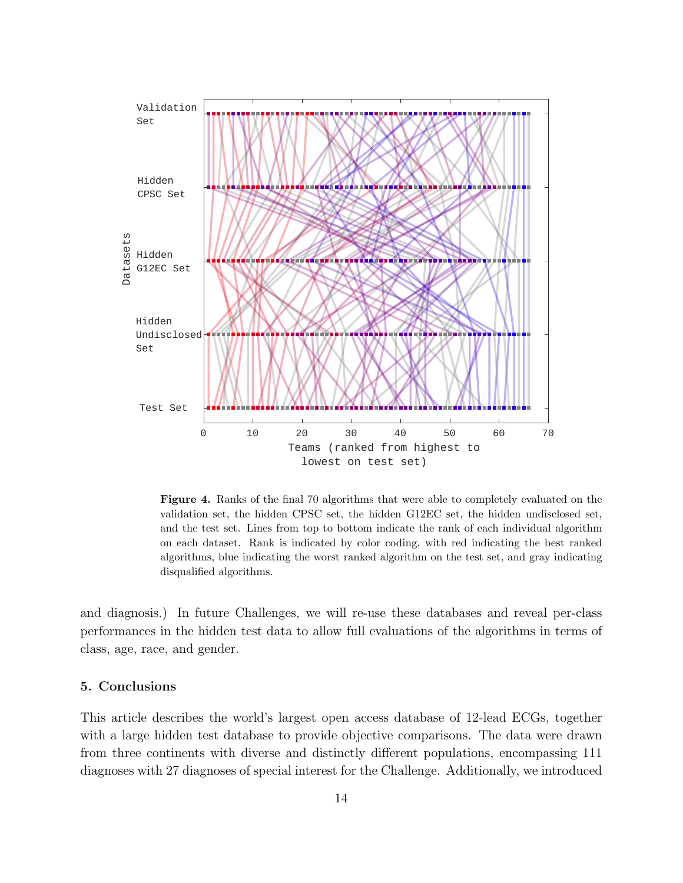**Figure 4.** Ranks of the final 70 algorithms that were able to completely evaluated on the validation set, the hidden CPSC set, the hidden G12EC set, the hidden undisclosed set, and the test set. Lines from top to bottom indicate the rank of each individual algorithm on each dataset. Rank is indicated by color coding, with red indicating the best ranked algorithms, blue indicating the worst ranked algorithm on the test set, and gray indicating disqualified algorithms.

and diagnosis.) In future Challenges, we will re-use these databases and reveal per-class performances in the hidden test data to allow full evaluations of the algorithms in terms of class, age, race, and gender.

## 5. Conclusions

This article describes the world's largest open access database of 12-lead ECGs, together with a large hidden test database to provide objective comparisons. The data were drawn from three continents with diverse and distinctly different populations, encompassing 111 diagnoses with 27 diagnoses of special interest for the Challenge. Additionally, we introduced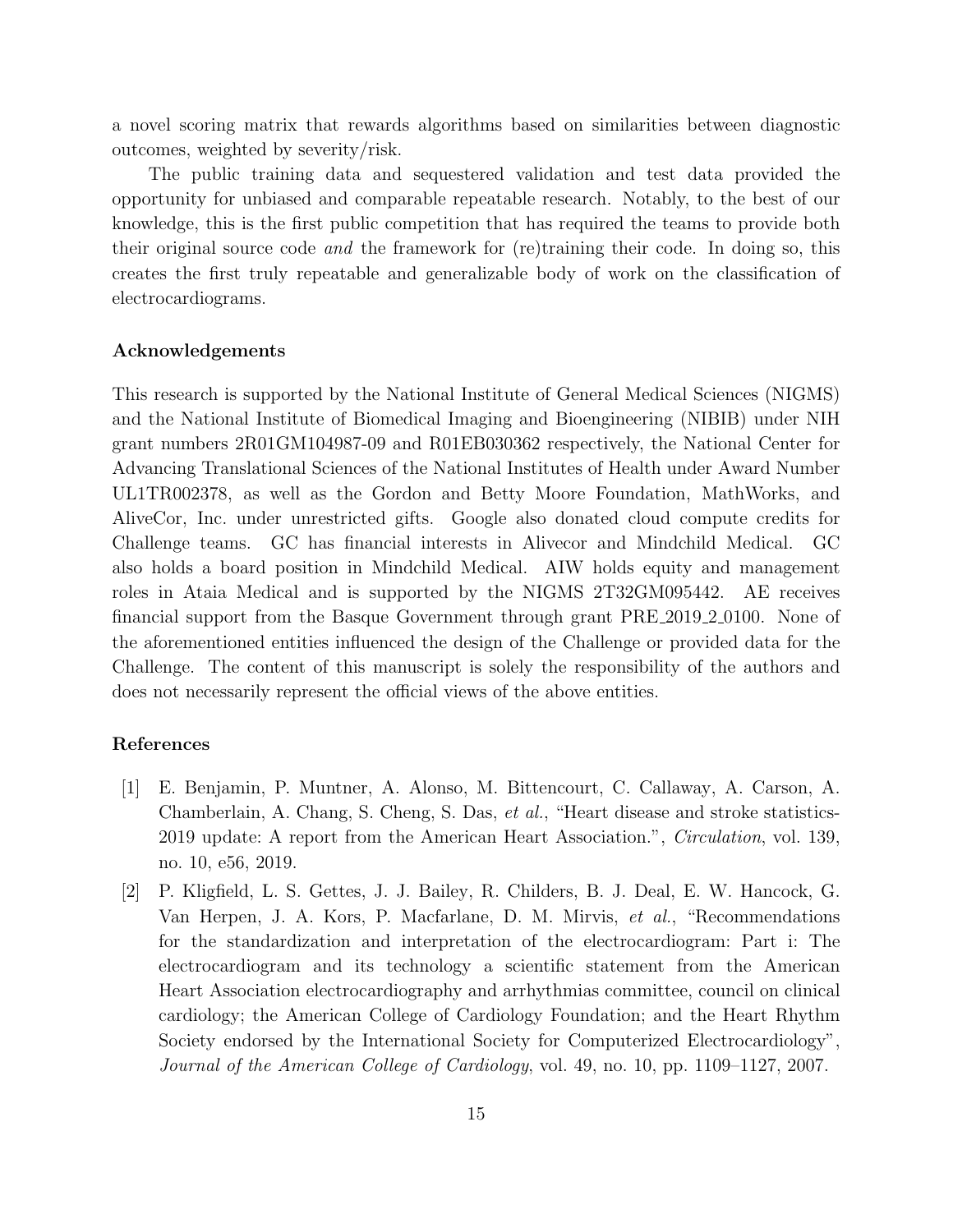a novel scoring matrix that rewards algorithms based on similarities between diagnostic outcomes, weighted by severity/risk.

The public training data and sequestered validation and test data provided the opportunity for unbiased and comparable repeatable research. Notably, to the best of our knowledge, this is the first public competition that has required the teams to provide both their original source code *and* the framework for (re)training their code. In doing so, this creates the first truly repeatable and generalizable body of work on the classification of electrocardiograms.

### Acknowledgements

This research is supported by the National Institute of General Medical Sciences (NIGMS) and the National Institute of Biomedical Imaging and Bioengineering (NIBIB) under NIH grant numbers 2R01GM104987-09 and R01EB030362 respectively, the National Center for Advancing Translational Sciences of the National Institutes of Health under Award Number UL1TR002378, as well as the Gordon and Betty Moore Foundation, MathWorks, and AliveCor, Inc. under unrestricted gifts. Google also donated cloud compute credits for Challenge teams. GC has financial interests in Alivecor and Mindchild Medical. GC also holds a board position in Mindchild Medical. AIW holds equity and management roles in Ataia Medical and is supported by the NIGMS 2T32GM095442. AE receives financial support from the Basque Government through grant PRE_2019_2_0100. None of the aforementioned entities influenced the design of the Challenge or provided data for the Challenge. The content of this manuscript is solely the responsibility of the authors and does not necessarily represent the official views of the above entities.

### References

[1] E. Benjamin, P. Muntner, A. Alonso, M. Bittencourt, C. Callaway, A. Carson, A. Chamberlain, A. Chang, S. Cheng, S. Das, *et al.*, "Heart disease and stroke statistics-2019 update: A report from the American Heart Association.", *Circulation*, vol. 139, no. 10, e56, 2019.

[2] P. Kligfield, L. S. Gettes, J. J. Bailey, R. Childers, B. J. Deal, E. W. Hancock, G. Van Herpen, J. A. Kors, P. Macfarlane, D. M. Mirvis, *et al.*, "Recommendations for the standardization and interpretation of the electrocardiogram: Part i: The electrocardiogram and its technology a scientific statement from the American Heart Association electrocardiography and arrhythmias committee, council on clinical cardiology; the American College of Cardiology Foundation; and the Heart Rhythm Society endorsed by the International Society for Computerized Electrocardiology", *Journal of the American College of Cardiology*, vol. 49, no. 10, pp. 1109–1127, 2007.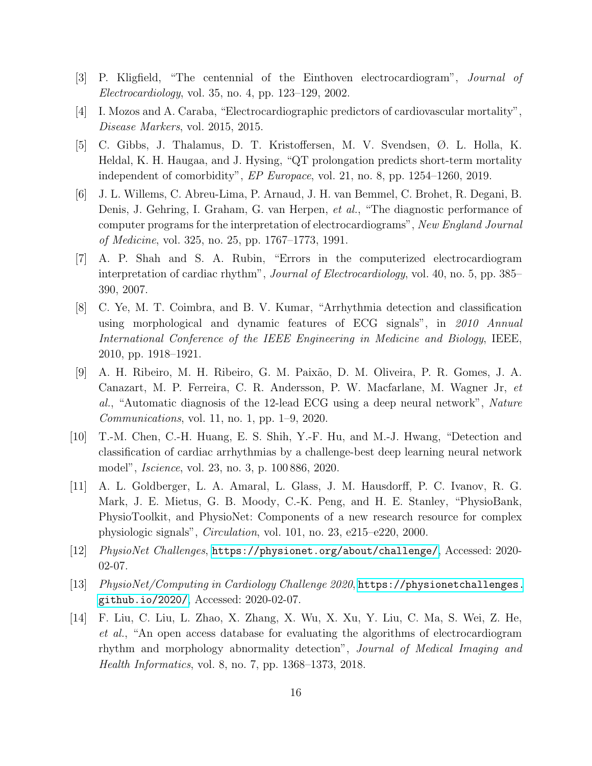[3] P. Kligfield, “The centennial of the Einthoven electrocardiogram”, *Journal of Electrocardiology*, vol. 35, no. 4, pp. 123–129, 2002.

[4] I. Mozos and A. Caraba, “Electrocardiographic predictors of cardiovascular mortality”, *Disease Markers*, vol. 2015, 2015.

[5] C. Gibbs, J. Thalamus, D. T. Kristoffersen, M. V. Svendsen, Ø. L. Holla, K. Heldal, K. H. Haugaa, and J. Hysing, “QT prolongation predicts short-term mortality independent of comorbidity”, *EP Europace*, vol. 21, no. 8, pp. 1254–1260, 2019.

[6] J. L. Willems, C. Abreu-Lima, P. Arnaud, J. H. van Bemmel, C. Brohet, R. Degani, B. Denis, J. Gehring, I. Graham, G. van Herpen, *et al.*, “The diagnostic performance of computer programs for the interpretation of electrocardiograms”, *New England Journal of Medicine*, vol. 325, no. 25, pp. 1767–1773, 1991.

[7] A. P. Shah and S. A. Rubin, “Errors in the computerized electrocardiogram interpretation of cardiac rhythm”, *Journal of Electrocardiology*, vol. 40, no. 5, pp. 385–390, 2007.

[8] C. Ye, M. T. Coimbra, and B. V. Kumar, “Arrhythmia detection and classification using morphological and dynamic features of ECG signals”, in *2010 Annual International Conference of the IEEE Engineering in Medicine and Biology*, IEEE, 2010, pp. 1918–1921.

[9] A. H. Ribeiro, M. H. Ribeiro, G. M. Paixão, D. M. Oliveira, P. R. Gomes, J. A. Canazart, M. P. Ferreira, C. R. Andersson, P. W. Macfarlane, M. Wagner Jr, *et al.*, “Automatic diagnosis of the 12-lead ECG using a deep neural network”, *Nature Communications*, vol. 11, no. 1, pp. 1–9, 2020.

[10] T.-M. Chen, C.-H. Huang, E. S. Shih, Y.-F. Hu, and M.-J. Hwang, “Detection and classification of cardiac arrhythmias by a challenge-best deep learning neural network model”, *Iscience*, vol. 23, no. 3, p. 100 886, 2020.

[11] A. L. Goldberger, L. A. Amaral, L. Glass, J. M. Hausdorff, P. C. Ivanov, R. G. Mark, J. E. Mietus, G. B. Moody, C.-K. Peng, and H. E. Stanley, “PhysioBank, PhysioToolkit, and PhysioNet: Components of a new research resource for complex physiologic signals”, *Circulation*, vol. 101, no. 23, e215–e220, 2000.

[12] *PhysioNet Challenges*, https://physionet.org/about/challenge/, Accessed: 2020-02-07.

[13] *PhysioNet/Computing in Cardiology Challenge 2020*, https://physionetchallenges.github.io/2020/, Accessed: 2020-02-07.

[14] F. Liu, C. Liu, L. Zhao, X. Zhang, X. Wu, X. Xu, Y. Liu, C. Ma, S. Wei, Z. He, *et al.*, “An open access database for evaluating the algorithms of electrocardiogram rhythm and morphology abnormality detection”, *Journal of Medical Imaging and Health Informatics*, vol. 8, no. 7, pp. 1368–1373, 2018.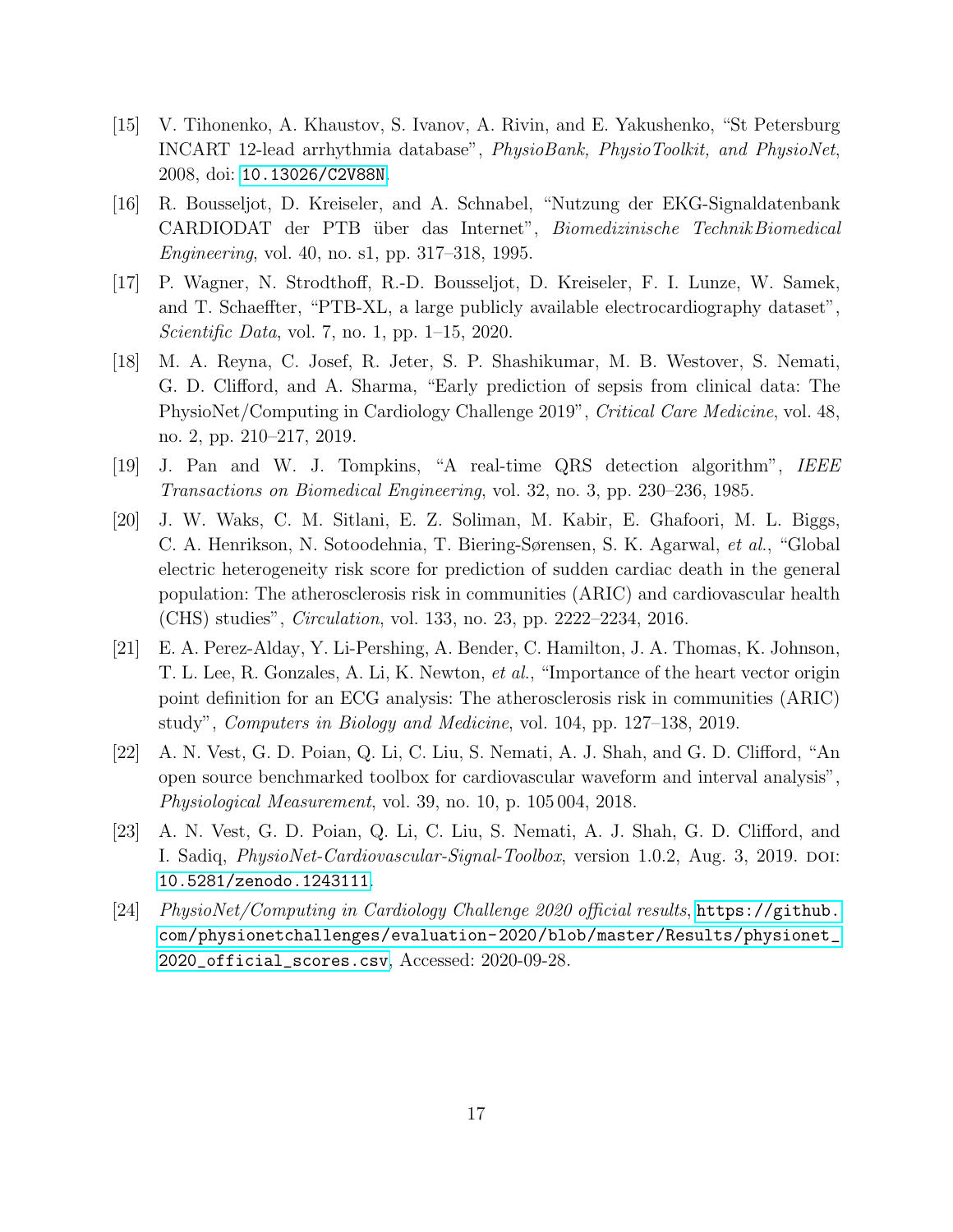[15] V. Tihonenko, A. Khaustov, S. Ivanov, A. Rivin, and E. Yakushenko, "St Petersburg INCART 12-lead arrhythmia database", *PhysioBank, PhysioToolkit, and PhysioNet*, 2008, doi: 10.13026/C2V88N.

[16] R. Bousseljot, D. Kreiseler, and A. Schnabel, "Nutzung der EKG-Signaldatenbank CARDIODAT der PTB über das Internet", *Biomedizinische TechnikBiomedical Engineering*, vol. 40, no. s1, pp. 317–318, 1995.

[17] P. Wagner, N. Strodthoff, R.-D. Bousseljot, D. Kreiseler, F. I. Lunze, W. Samek, and T. Schaeffter, "PTB-XL, a large publicly available electrocardiography dataset", *Scientific Data*, vol. 7, no. 1, pp. 1–15, 2020.

[18] M. A. Reyna, C. Josef, R. Jeter, S. P. Shashikumar, M. B. Westover, S. Nemati, G. D. Clifford, and A. Sharma, "Early prediction of sepsis from clinical data: The PhysioNet/Computing in Cardiology Challenge 2019", *Critical Care Medicine*, vol. 48, no. 2, pp. 210–217, 2019.

[19] J. Pan and W. J. Tompkins, "A real-time QRS detection algorithm", *IEEE Transactions on Biomedical Engineering*, vol. 32, no. 3, pp. 230–236, 1985.

[20] J. W. Waks, C. M. Sitlani, E. Z. Soliman, M. Kabir, E. Ghafoori, M. L. Biggs, C. A. Henrikson, N. Sotoodehnia, T. Biering-Sørensen, S. K. Agarwal, *et al.*, "Global electric heterogeneity risk score for prediction of sudden cardiac death in the general population: The atherosclerosis risk in communities (ARIC) and cardiovascular health (CHS) studies", *Circulation*, vol. 133, no. 23, pp. 2222–2234, 2016.

[21] E. A. Perez-Alday, Y. Li-Pershing, A. Bender, C. Hamilton, J. A. Thomas, K. Johnson, T. L. Lee, R. Gonzales, A. Li, K. Newton, *et al.*, "Importance of the heart vector origin point definition for an ECG analysis: The atherosclerosis risk in communities (ARIC) study", *Computers in Biology and Medicine*, vol. 104, pp. 127–138, 2019.

[22] A. N. Vest, G. D. Poian, Q. Li, C. Liu, S. Nemati, A. J. Shah, and G. D. Clifford, "An open source benchmarked toolbox for cardiovascular waveform and interval analysis", *Physiological Measurement*, vol. 39, no. 10, p. 105 004, 2018.

[23] A. N. Vest, G. D. Poian, Q. Li, C. Liu, S. Nemati, A. J. Shah, G. D. Clifford, and I. Sadiq, *PhysioNet-Cardiovascular-Signal-Toolbox*, version 1.0.2, Aug. 3, 2019. DOI: 10.5281/zenodo.1243111.

[24] *PhysioNet/Computing in Cardiology Challenge 2020 official results*, https://github.com/physionetchallenges/evaluation-2020/blob/master/Results/physionet_2020_official_scores.csv, Accessed: 2020-09-28.